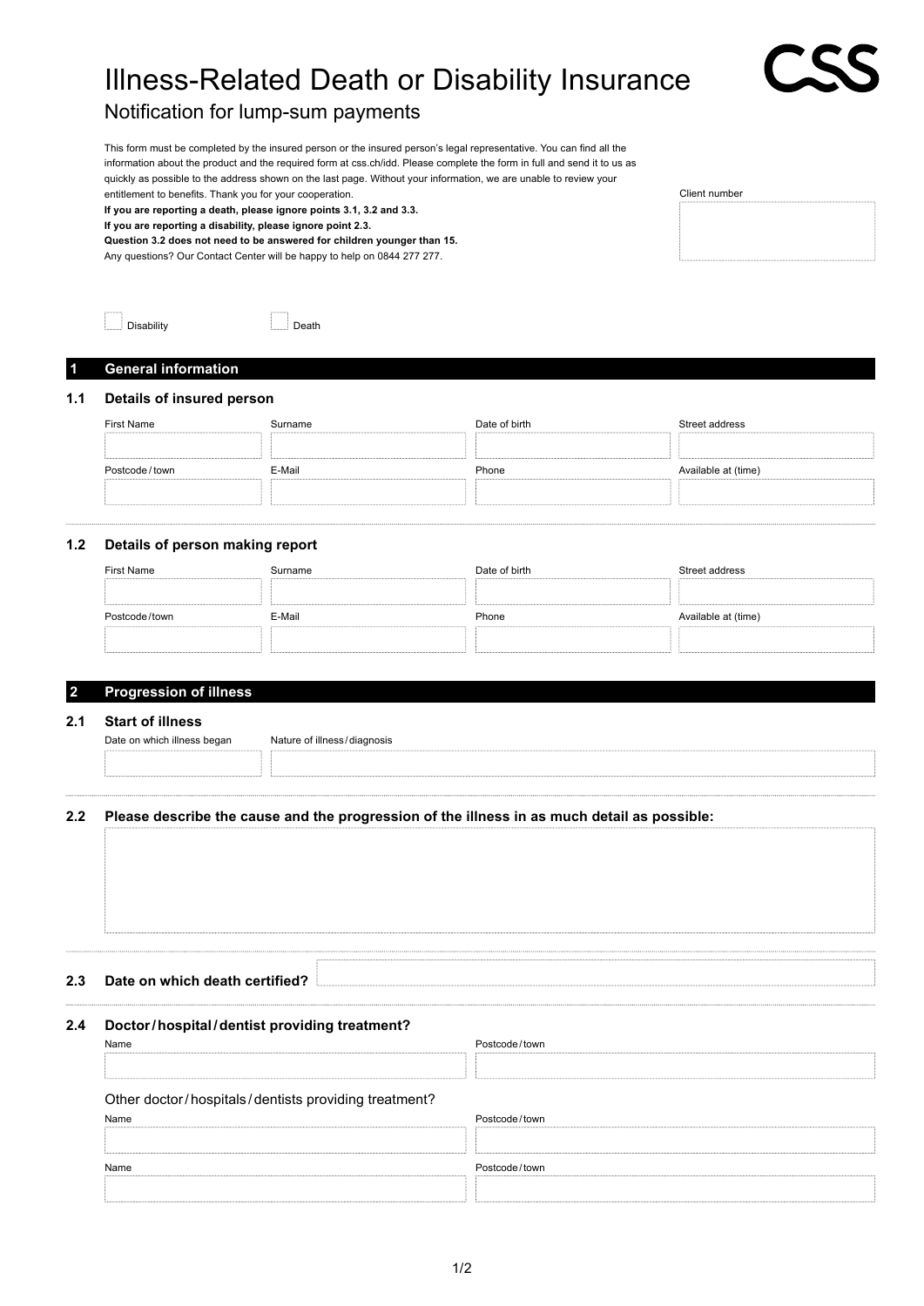# Illness-Related Death or Disability Insurance

## Notification for lump-sum payments

This form must be completed by the insured person or the insured person's legal representative. You can find all the information about the product and the required form at css.ch/idd. Please complete the form in full and send it to us as quickly as possible to the address shown on the last page. Without your information, we are unable to review your entitlement to benefits. Thank you for your cooperation.

**If you are reporting a death, please ignore points 3.1, 3.2 and 3.3.**

**If you are reporting a disability, please ignore point 2.3.**

**Question 3.2 does not need to be answered for children younger than 15.**

Any questions? Our Contact Center will be happy to help on 0844 277 277.

Client number

☐ Disability ☐ Death

## 1 General information

### 1.1 Details of insured person

| First Name | Surname | Date of birth | Street address |
|---|---|---|---|
| | | | |
| **Postcode / town** | **E-Mail** | **Phone** | **Available at (time)** |
| | | | |

### 1.2 Details of person making report

| First Name | Surname | Date of birth | Street address |
|---|---|---|---|
| | | | |
| **Postcode / town** | **E-Mail** | **Phone** | **Available at (time)** |
| | | | |

## 2 Progression of illness

### 2.1 Start of illness

| Date on which illness began | Nature of illness / diagnosis |
|---|---|
| | |

### 2.2 Please describe the cause and the progression of the illness in as much detail as possible:

### 2.3 Date on which death certified?

### 2.4 Doctor / hospital / dentist providing treatment?

| Name | Postcode / town |
|---|---|
| | |

Other doctor / hospitals / dentists providing treatment?

| Name | Postcode / town |
|---|---|
| | |
| **Name** | **Postcode / town** |
| | |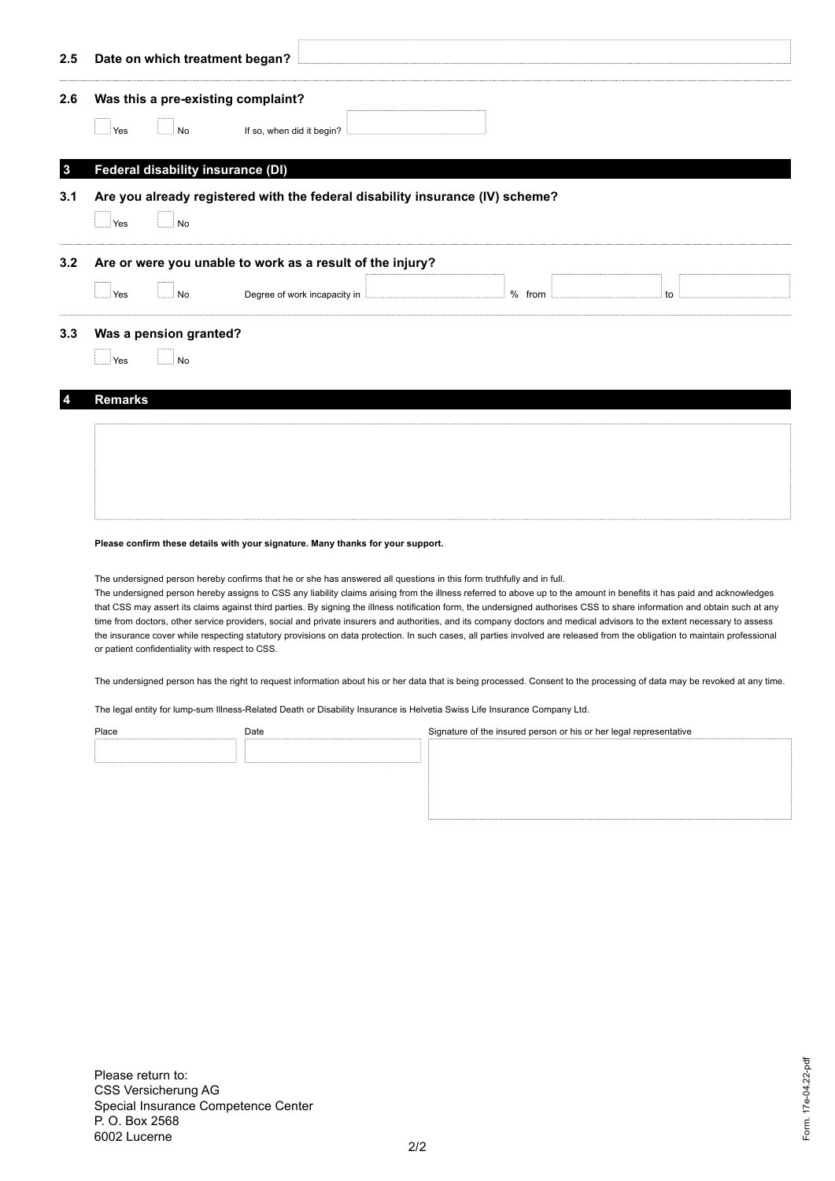**2.5 Date on which treatment began?**

**2.6 Was this a pre-existing complaint?**

☐ Yes ☐ No If so, when did it begin?

## 3 Federal disability insurance (DI)

**3.1 Are you already registered with the federal disability insurance (IV) scheme?**

☐ Yes ☐ No

**3.2 Are or were you unable to work as a result of the injury?**

☐ Yes ☐ No Degree of work incapacity in % from to

**3.3 Was a pension granted?**

☐ Yes ☐ No

## 4 Remarks

**Please confirm these details with your signature. Many thanks for your support.**

The undersigned person hereby confirms that he or she has answered all questions in this form truthfully and in full.
The undersigned person hereby assigns to CSS any liability claims arising from the illness referred to above up to the amount in benefits it has paid and acknowledges that CSS may assert its claims against third parties. By signing the illness notification form, the undersigned authorises CSS to share information and obtain such at any time from doctors, other service providers, social and private insurers and authorities, and its company doctors and medical advisors to the extent necessary to assess the insurance cover while respecting statutory provisions on data protection. In such cases, all parties involved are released from the obligation to maintain professional or patient confidentiality with respect to CSS.

The undersigned person has the right to request information about his or her data that is being processed. Consent to the processing of data may be revoked at any time.

The legal entity for lump-sum Illness-Related Death or Disability Insurance is Helvetia Swiss Life Insurance Company Ltd.

| Place | Date | Signature of the insured person or his or her legal representative |
| --- | --- | --- |
| | | |

Please return to:
CSS Versicherung AG
Special Insurance Competence Center
P. O. Box 2568
6002 Lucerne

Form. 17e-04.22-pdf